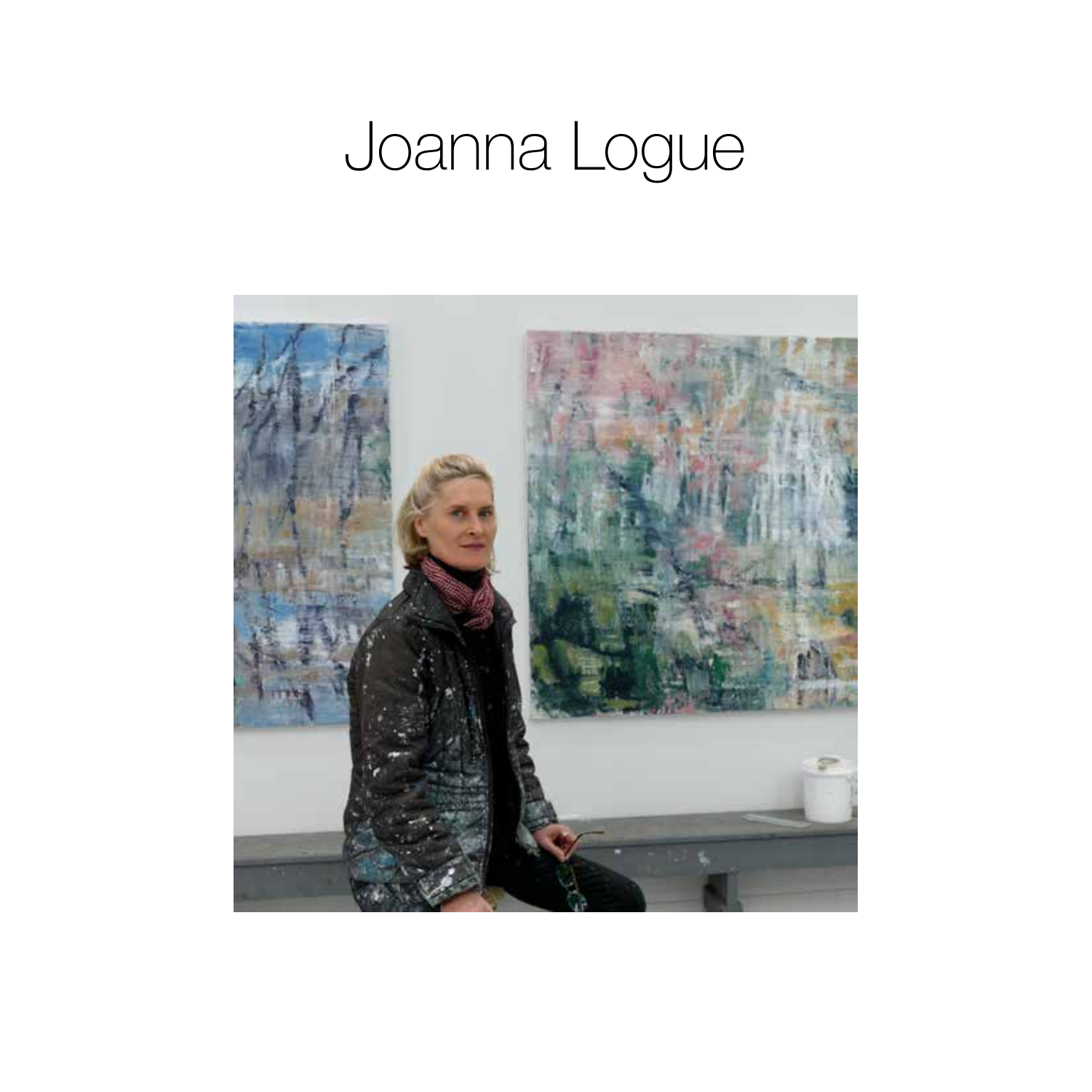# Joanna Logue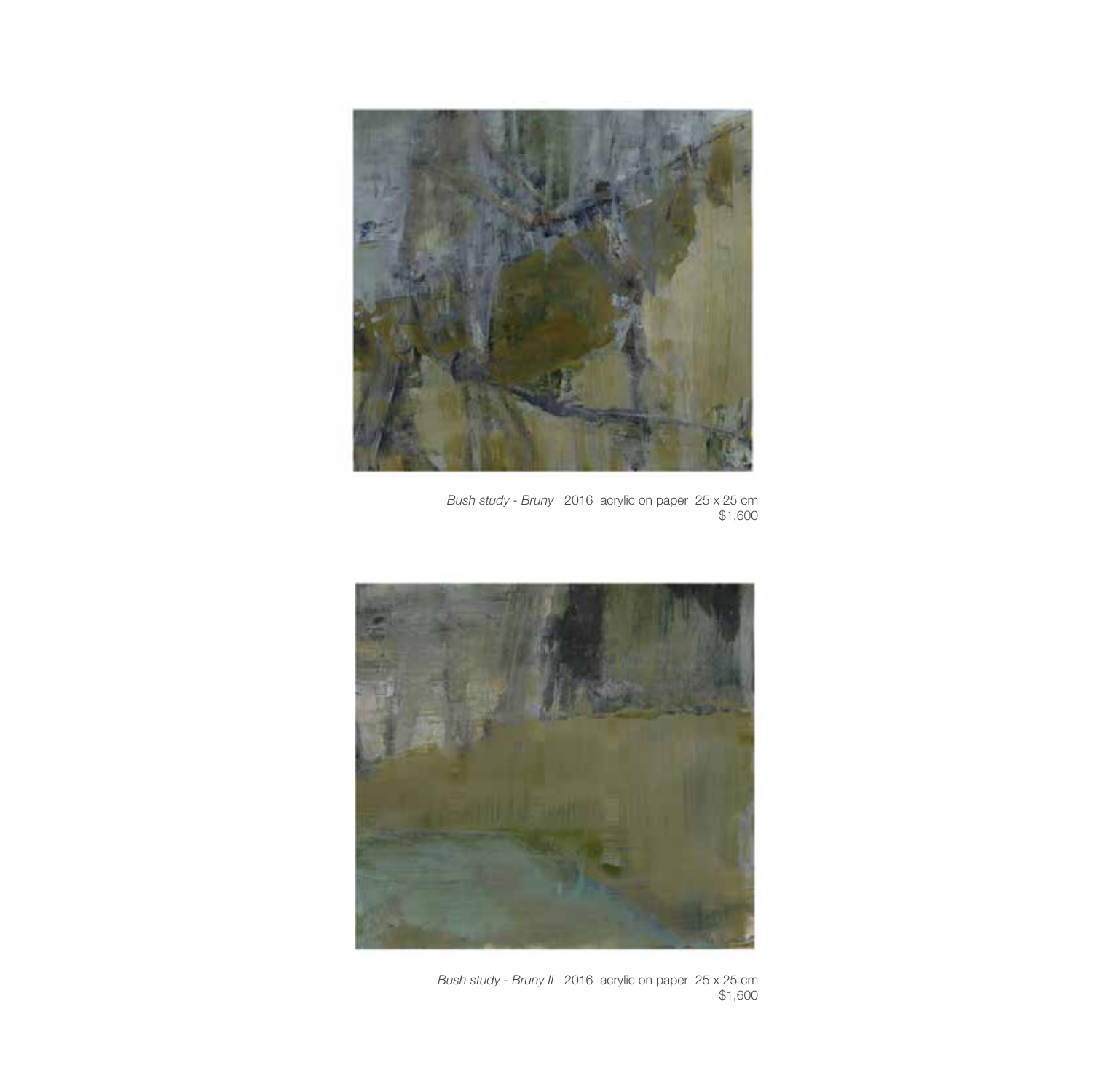*Bush study - Bruny*   2016  acrylic on paper  25 x 25 cm
$1,600

*Bush study - Bruny II*   2016  acrylic on paper  25 x 25 cm
$1,600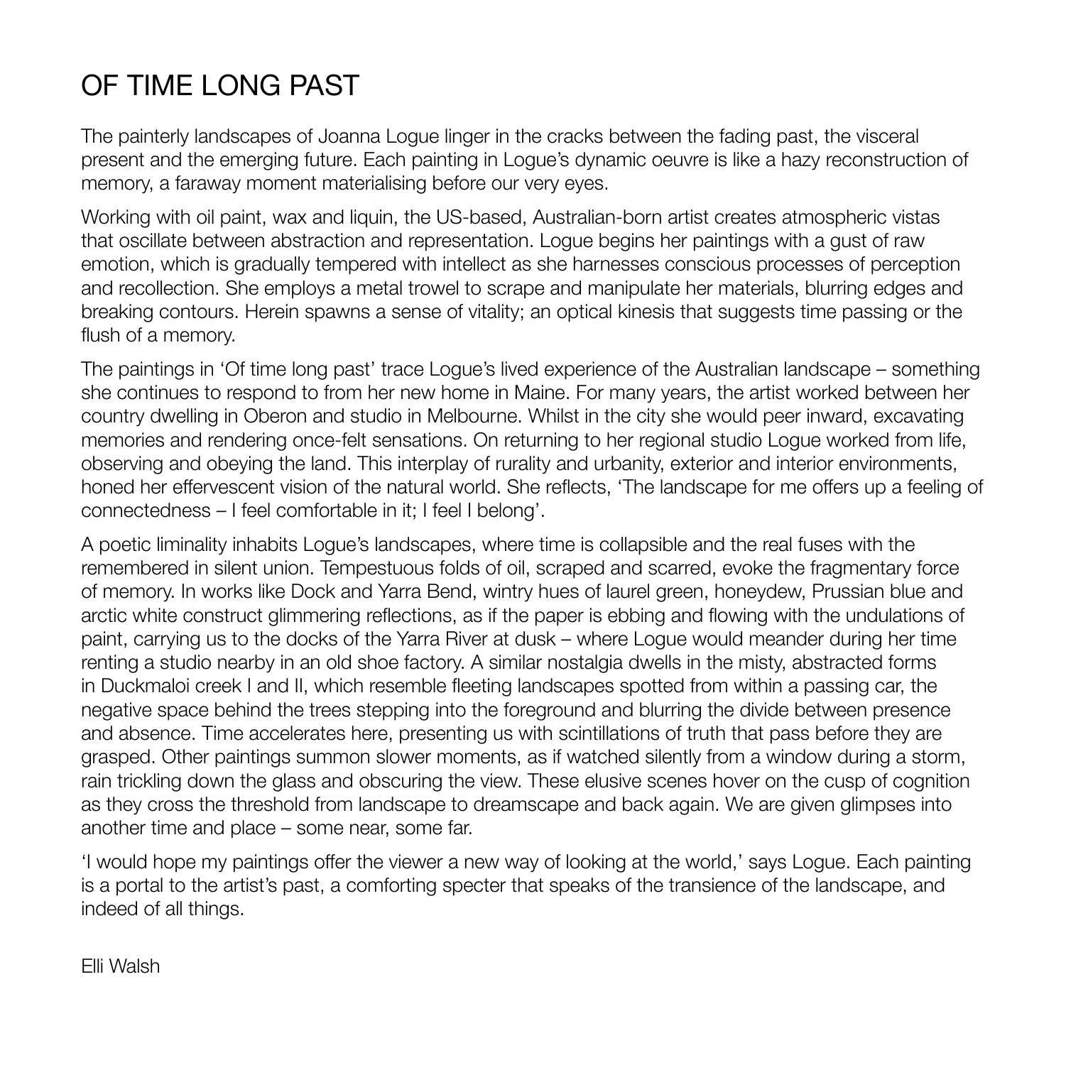# OF TIME LONG PAST

The painterly landscapes of Joanna Logue linger in the cracks between the fading past, the visceral present and the emerging future. Each painting in Logue's dynamic oeuvre is like a hazy reconstruction of memory, a faraway moment materialising before our very eyes.

Working with oil paint, wax and liquin, the US-based, Australian-born artist creates atmospheric vistas that oscillate between abstraction and representation. Logue begins her paintings with a gust of raw emotion, which is gradually tempered with intellect as she harnesses conscious processes of perception and recollection. She employs a metal trowel to scrape and manipulate her materials, blurring edges and breaking contours. Herein spawns a sense of vitality; an optical kinesis that suggests time passing or the flush of a memory.

The paintings in 'Of time long past' trace Logue's lived experience of the Australian landscape – something she continues to respond to from her new home in Maine. For many years, the artist worked between her country dwelling in Oberon and studio in Melbourne. Whilst in the city she would peer inward, excavating memories and rendering once-felt sensations. On returning to her regional studio Logue worked from life, observing and obeying the land. This interplay of rurality and urbanity, exterior and interior environments, honed her effervescent vision of the natural world. She reflects, 'The landscape for me offers up a feeling of connectedness – I feel comfortable in it; I feel I belong'.

A poetic liminality inhabits Logue's landscapes, where time is collapsible and the real fuses with the remembered in silent union. Tempestuous folds of oil, scraped and scarred, evoke the fragmentary force of memory. In works like Dock and Yarra Bend, wintry hues of laurel green, honeydew, Prussian blue and arctic white construct glimmering reflections, as if the paper is ebbing and flowing with the undulations of paint, carrying us to the docks of the Yarra River at dusk – where Logue would meander during her time renting a studio nearby in an old shoe factory. A similar nostalgia dwells in the misty, abstracted forms in Duckmaloi creek I and II, which resemble fleeting landscapes spotted from within a passing car, the negative space behind the trees stepping into the foreground and blurring the divide between presence and absence. Time accelerates here, presenting us with scintillations of truth that pass before they are grasped. Other paintings summon slower moments, as if watched silently from a window during a storm, rain trickling down the glass and obscuring the view. These elusive scenes hover on the cusp of cognition as they cross the threshold from landscape to dreamscape and back again. We are given glimpses into another time and place – some near, some far.

'I would hope my paintings offer the viewer a new way of looking at the world,' says Logue. Each painting is a portal to the artist's past, a comforting specter that speaks of the transience of the landscape, and indeed of all things.

Elli Walsh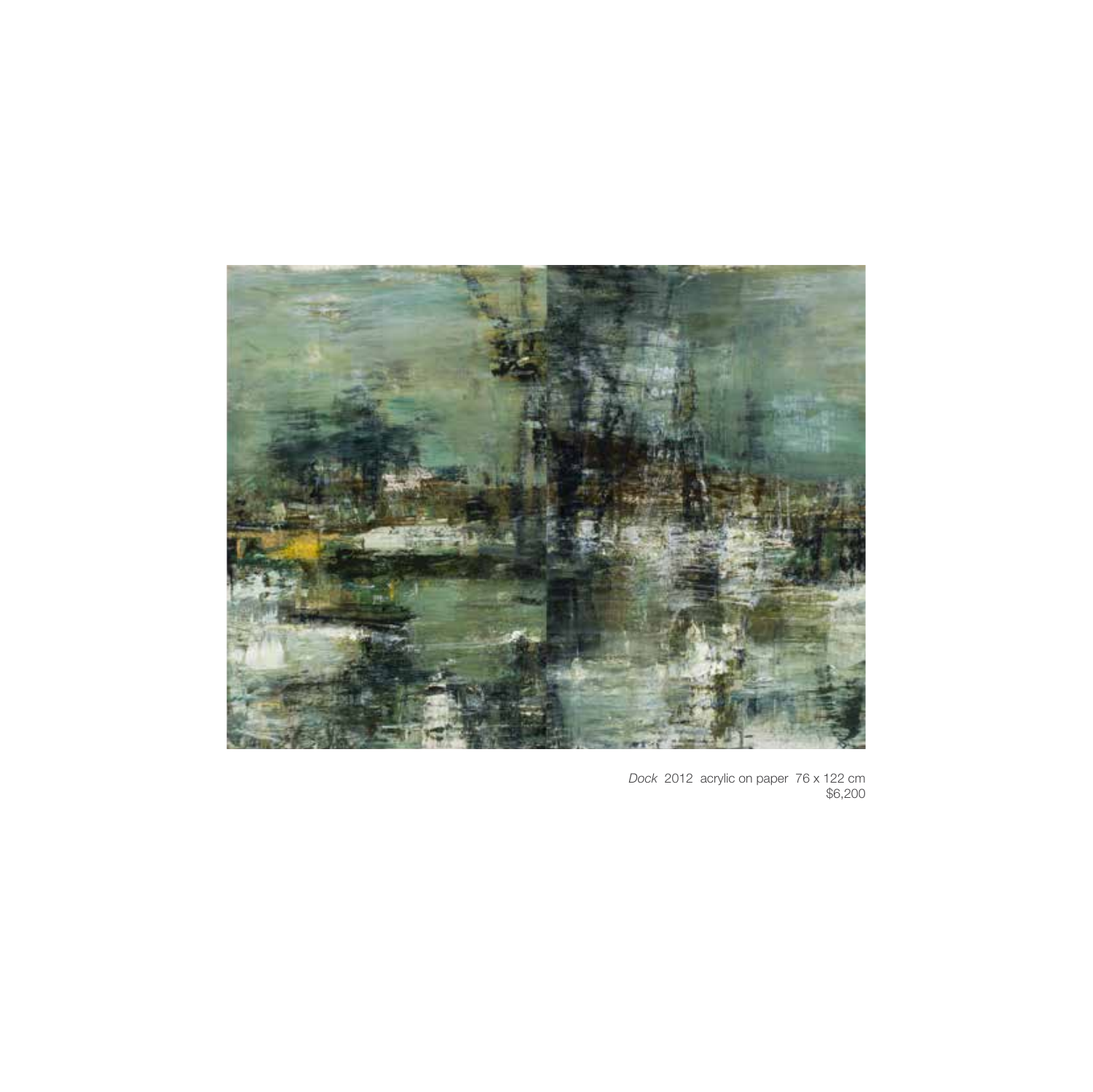*Dock* 2012 acrylic on paper 76 x 122 cm
$6,200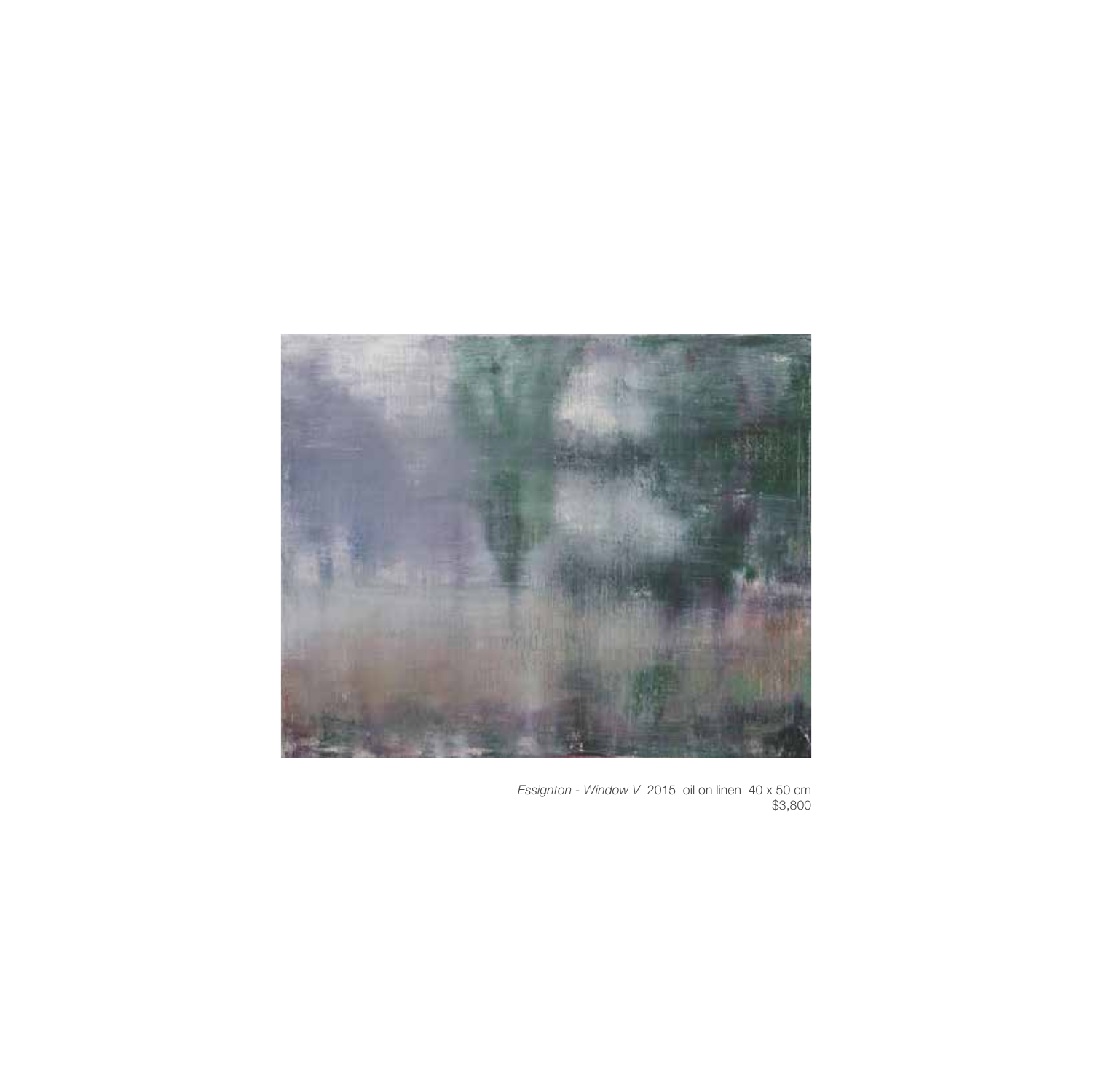*Essignton - Window V* 2015 oil on linen 40 x 50 cm
$3,800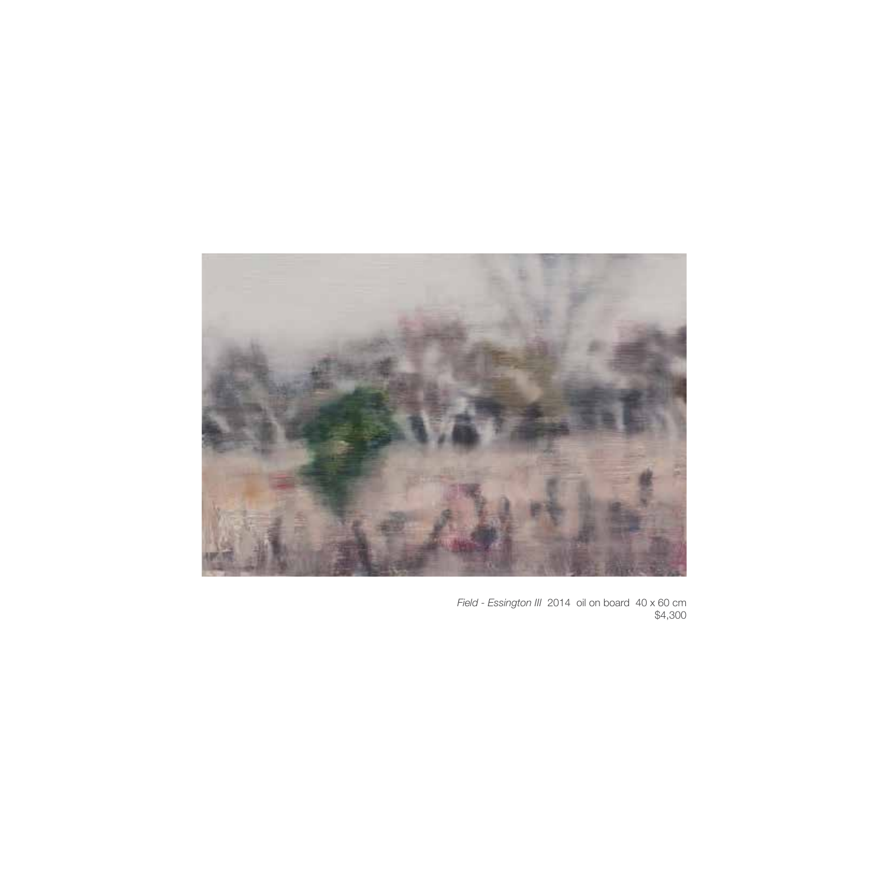*Field - Essington III* 2014 oil on board 40 x 60 cm
$4,300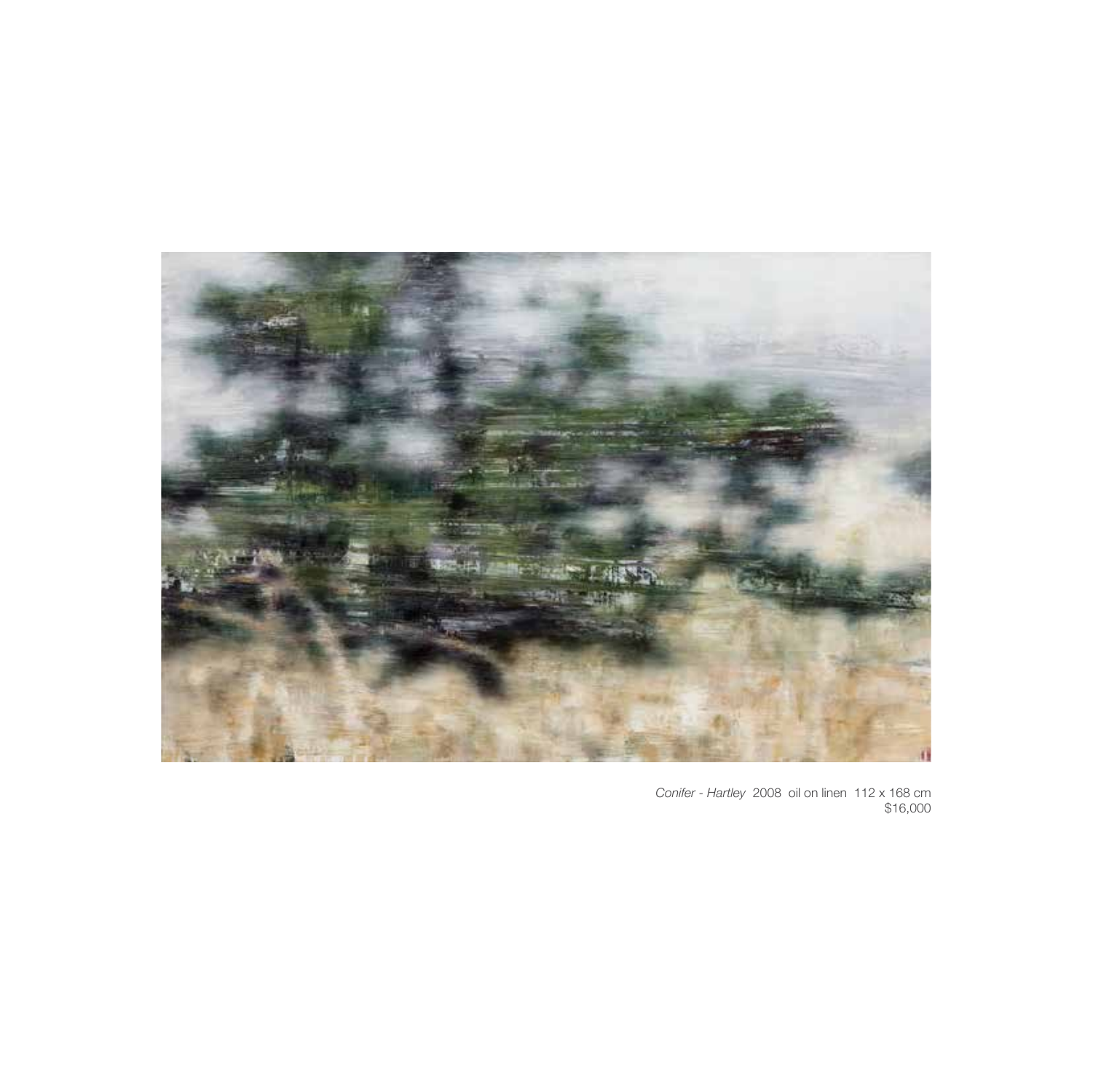*Conifer - Hartley* 2008 oil on linen 112 x 168 cm
$16,000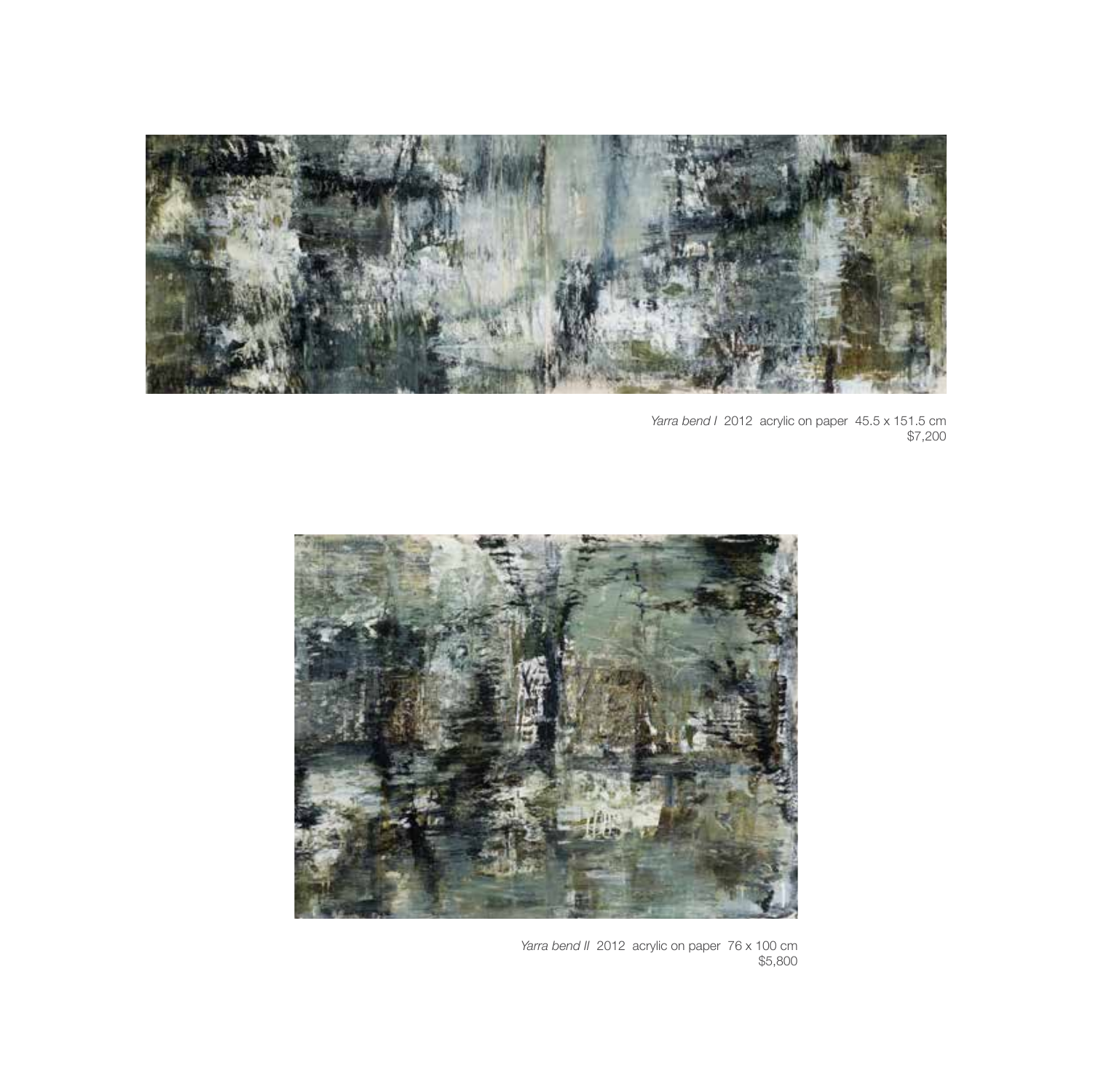*Yarra bend I* 2012 acrylic on paper 45.5 x 151.5 cm
$7,200

*Yarra bend II* 2012 acrylic on paper 76 x 100 cm
$5,800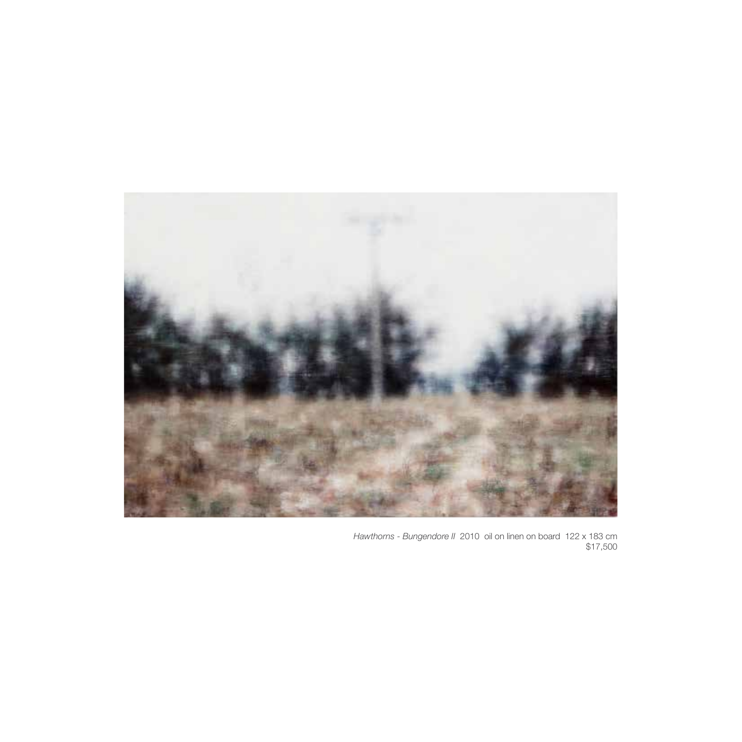*Hawthorns - Bungendore II* 2010 oil on linen on board 122 x 183 cm
$17,500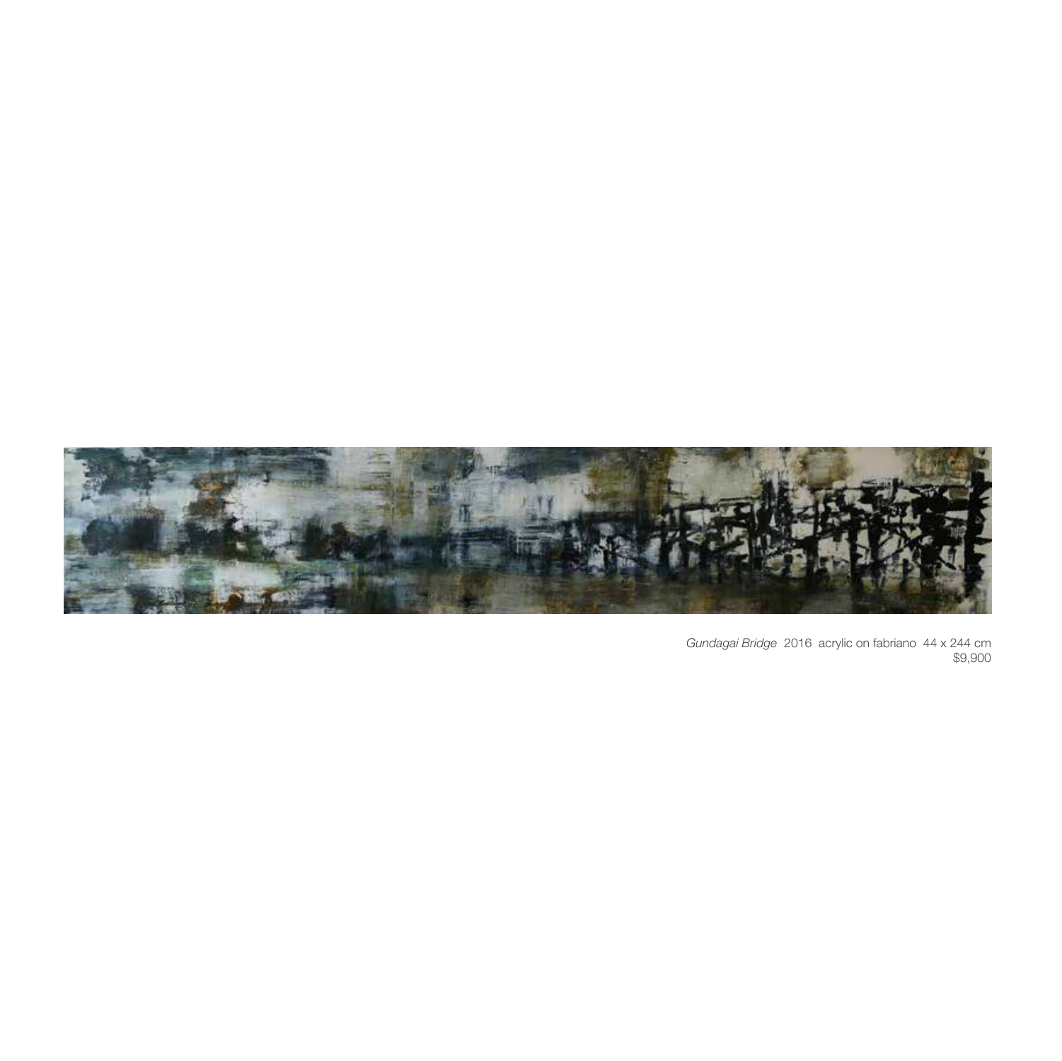*Gundagai Bridge* 2016 acrylic on fabriano 44 x 244 cm
$9,900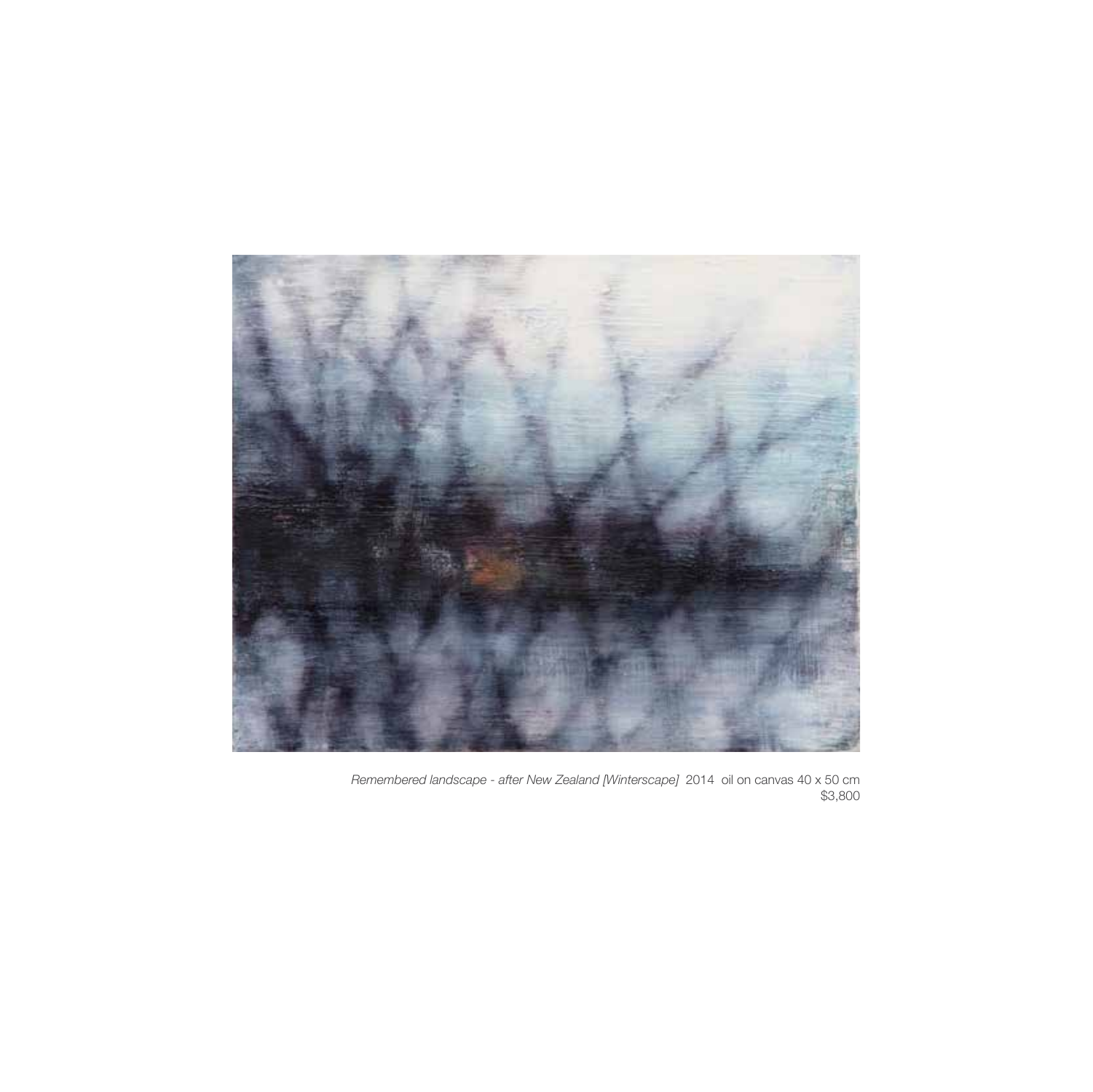*Remembered landscape - after New Zealand [Winterscape]* 2014 oil on canvas 40 x 50 cm
$3,800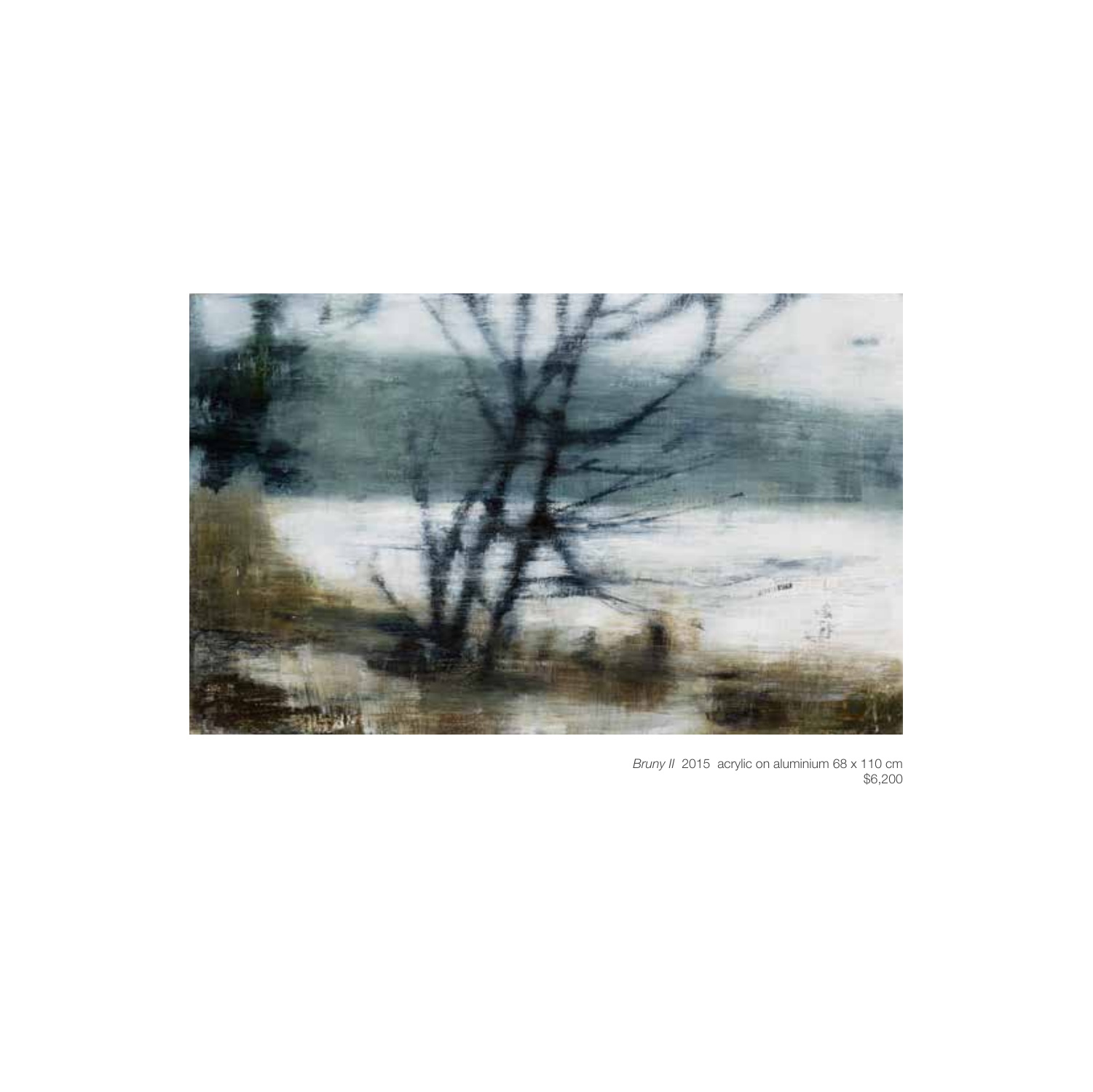*Bruny II* 2015 acrylic on aluminium 68 x 110 cm
$6,200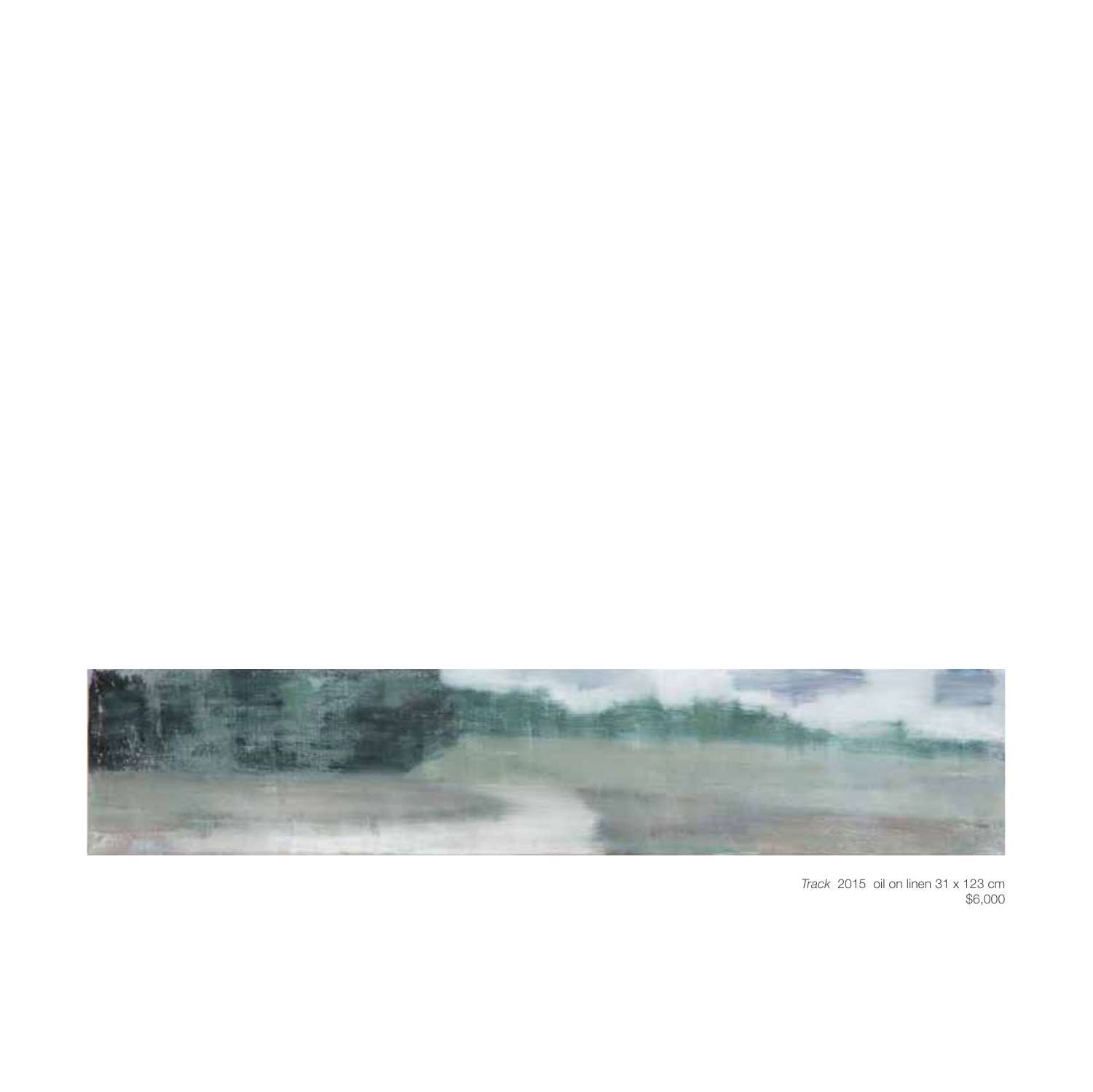*Track* 2015 oil on linen 31 x 123 cm
$6,000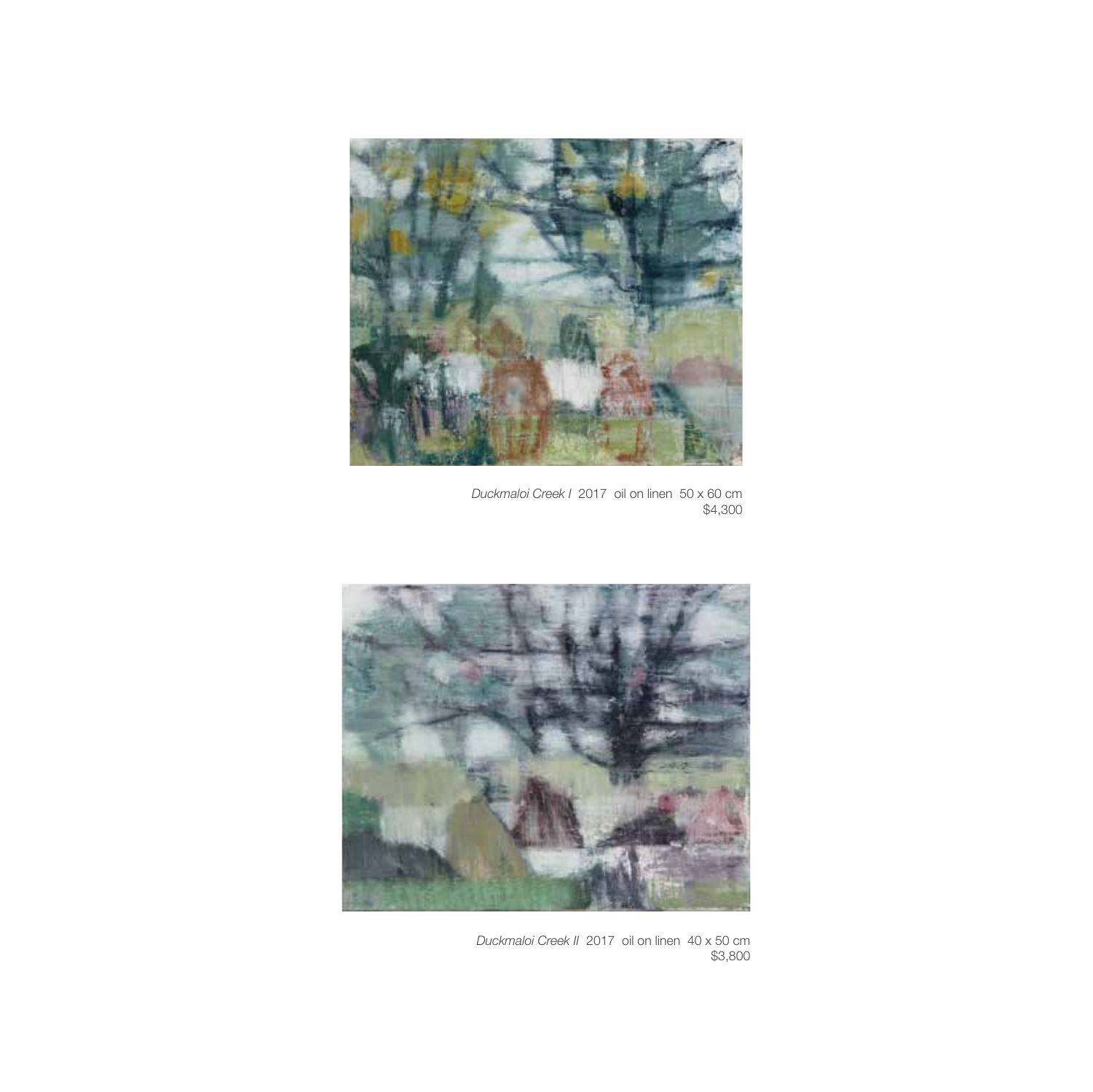*Duckmaloi Creek I* 2017 oil on linen 50 x 60 cm
$4,300

*Duckmaloi Creek II* 2017 oil on linen 40 x 50 cm
$3,800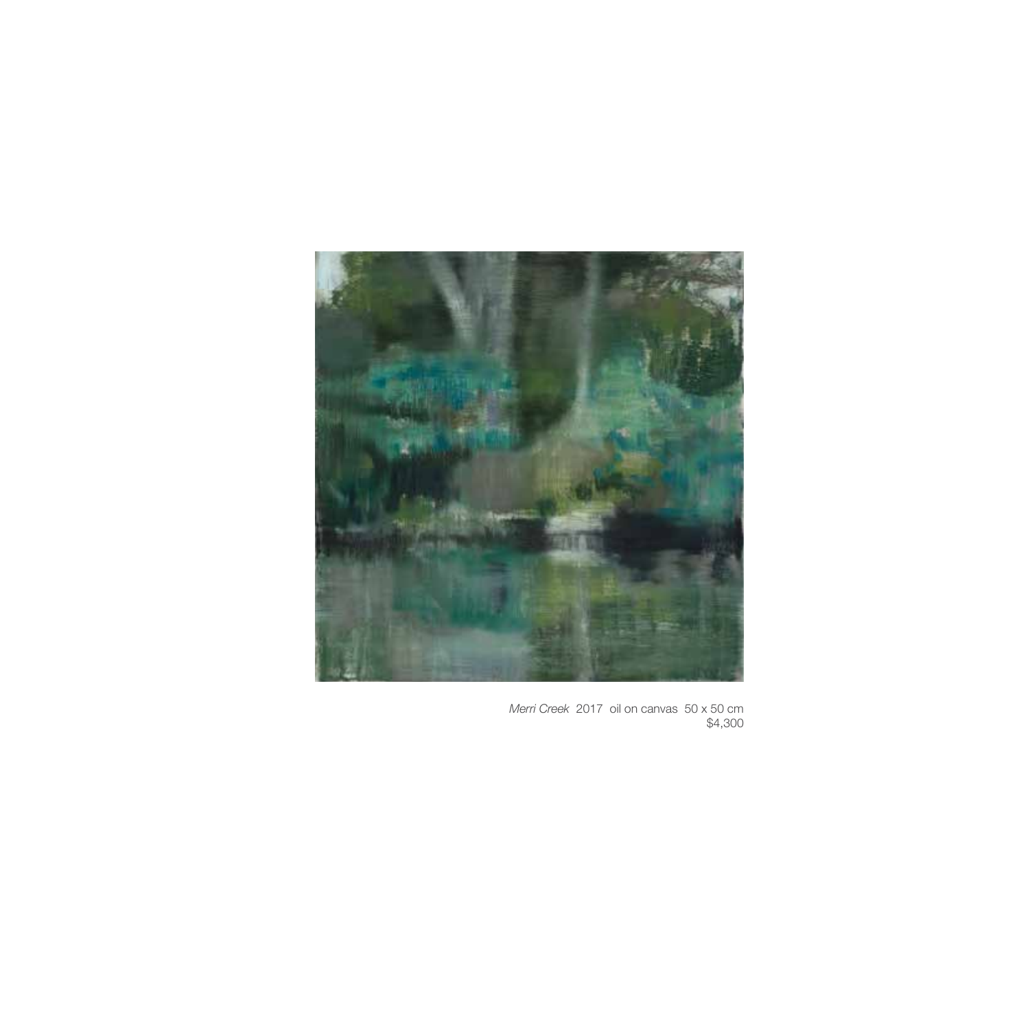*Merri Creek* 2017 oil on canvas 50 x 50 cm
$4,300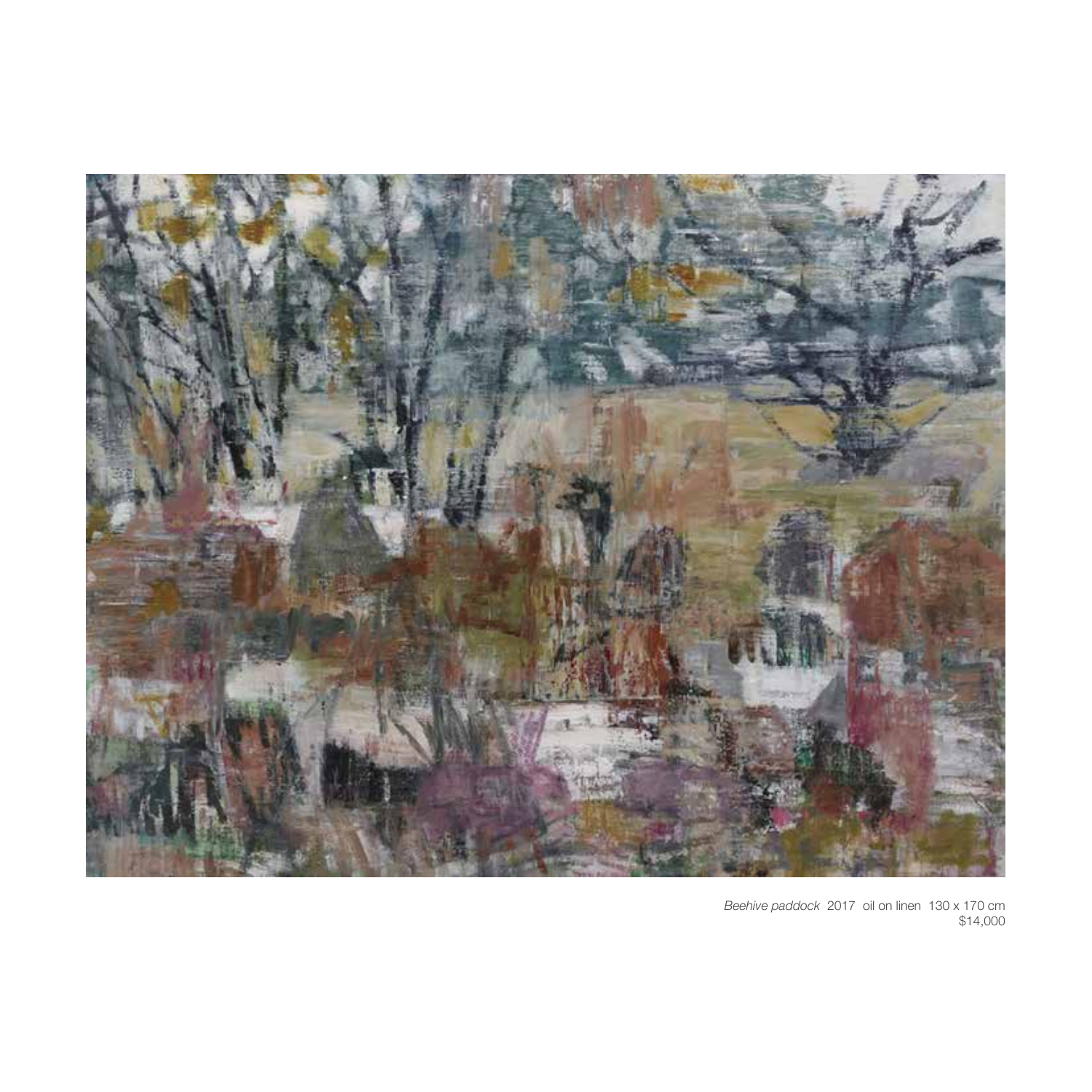*Beehive paddock* 2017 oil on linen 130 x 170 cm
$14,000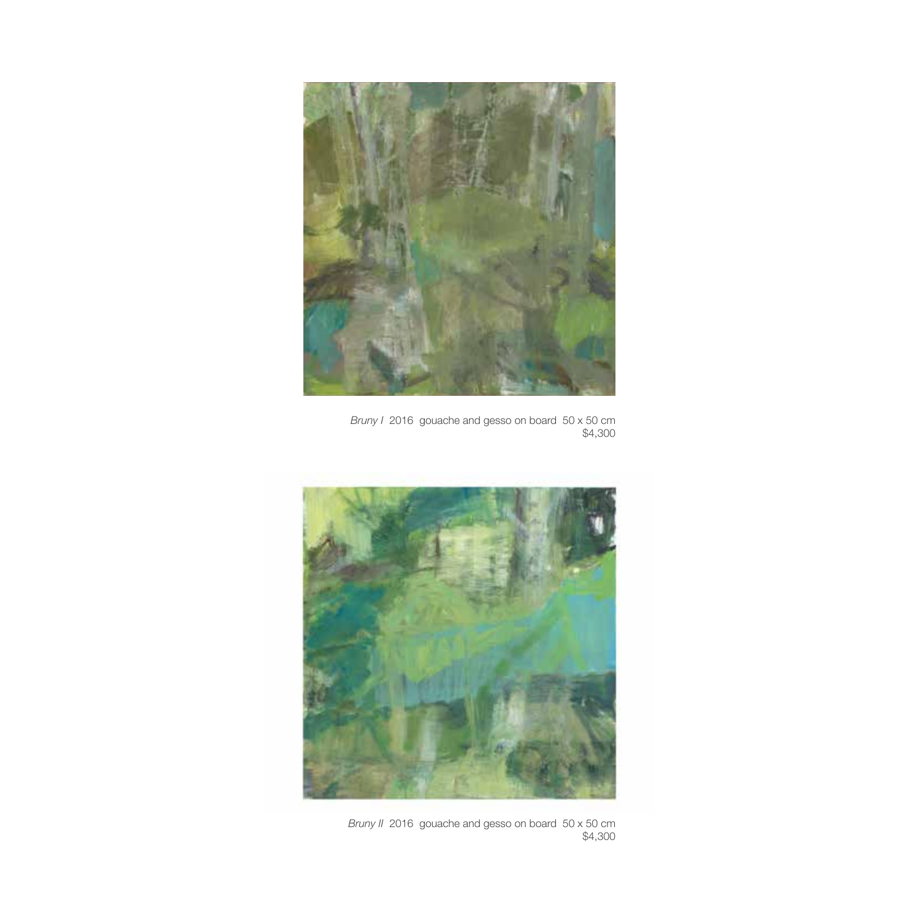*Bruny I* 2016 gouache and gesso on board 50 x 50 cm
$4,300

*Bruny II* 2016 gouache and gesso on board 50 x 50 cm
$4,300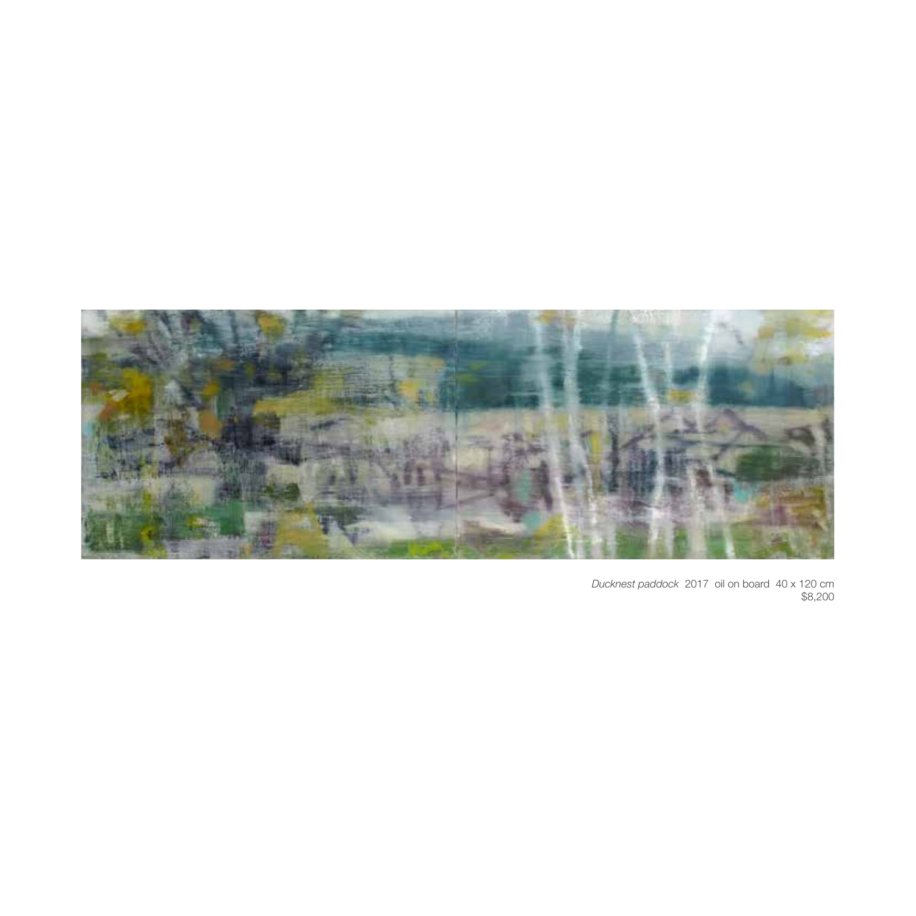*Ducknest paddock* 2017 oil on board 40 x 120 cm
$8,200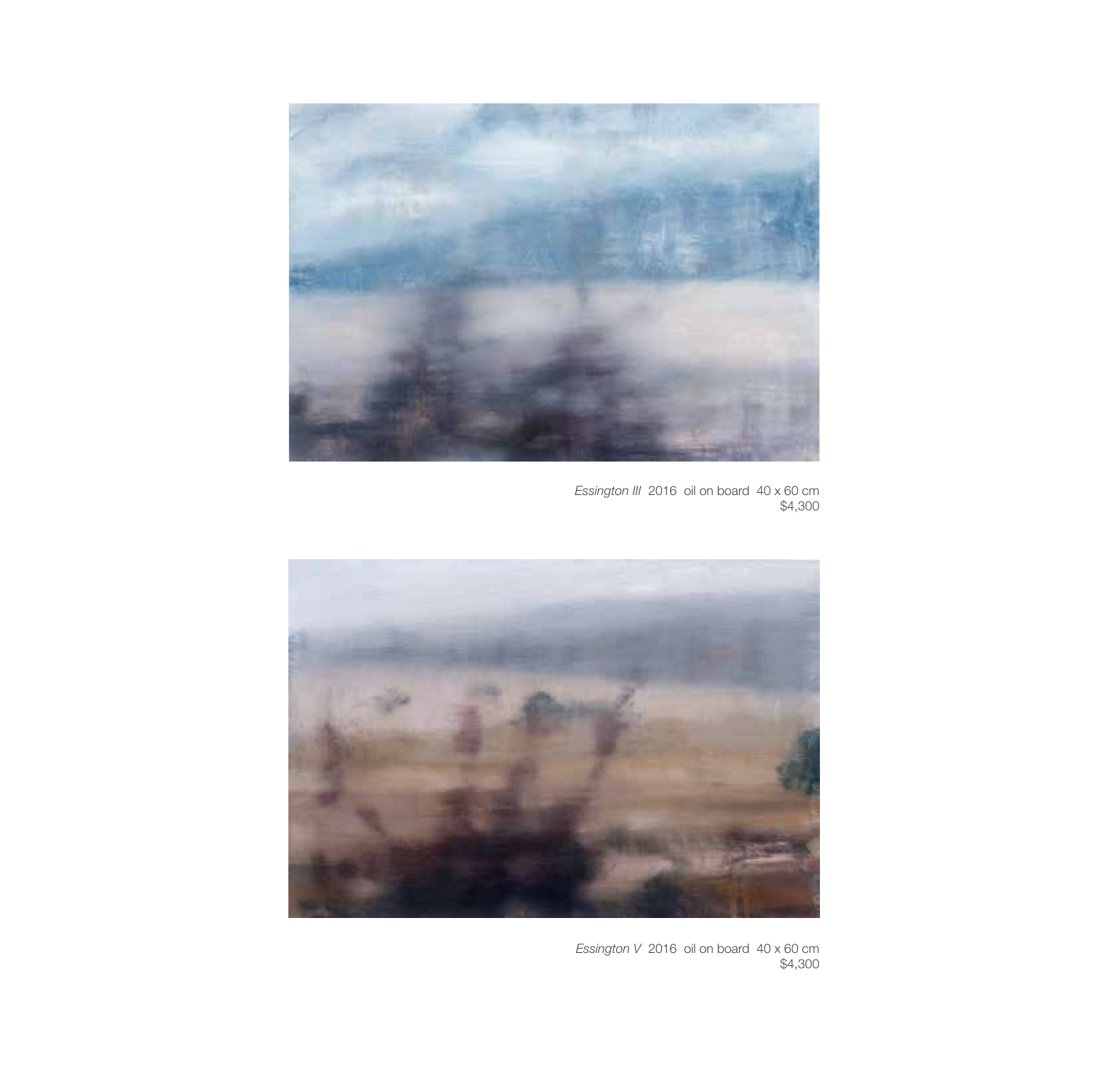*Essington III* 2016 oil on board 40 x 60 cm
$4,300

*Essington V* 2016 oil on board 40 x 60 cm
$4,300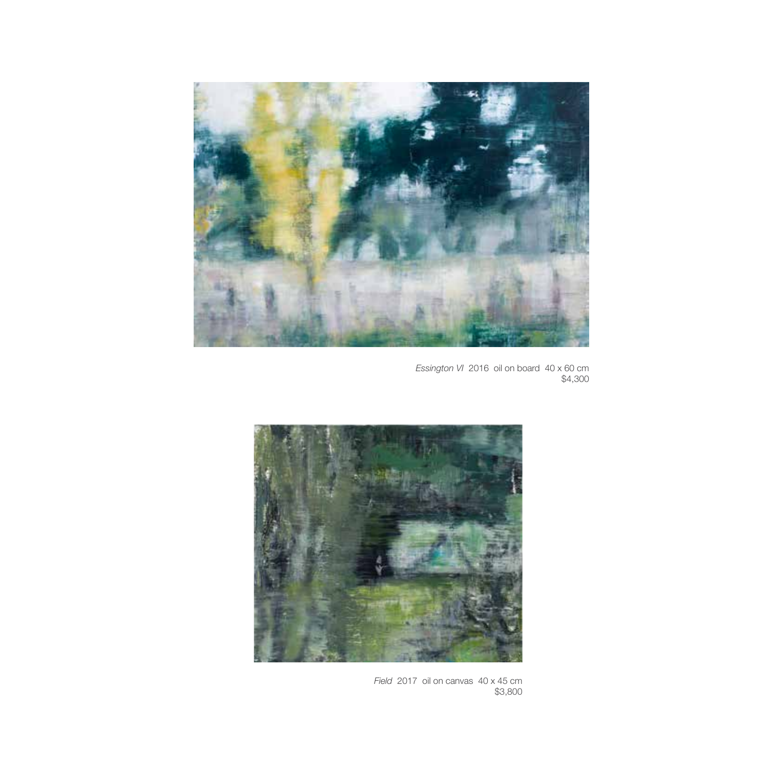*Essington VI* 2016 oil on board 40 x 60 cm
$4,300

*Field* 2017 oil on canvas 40 x 45 cm
$3,800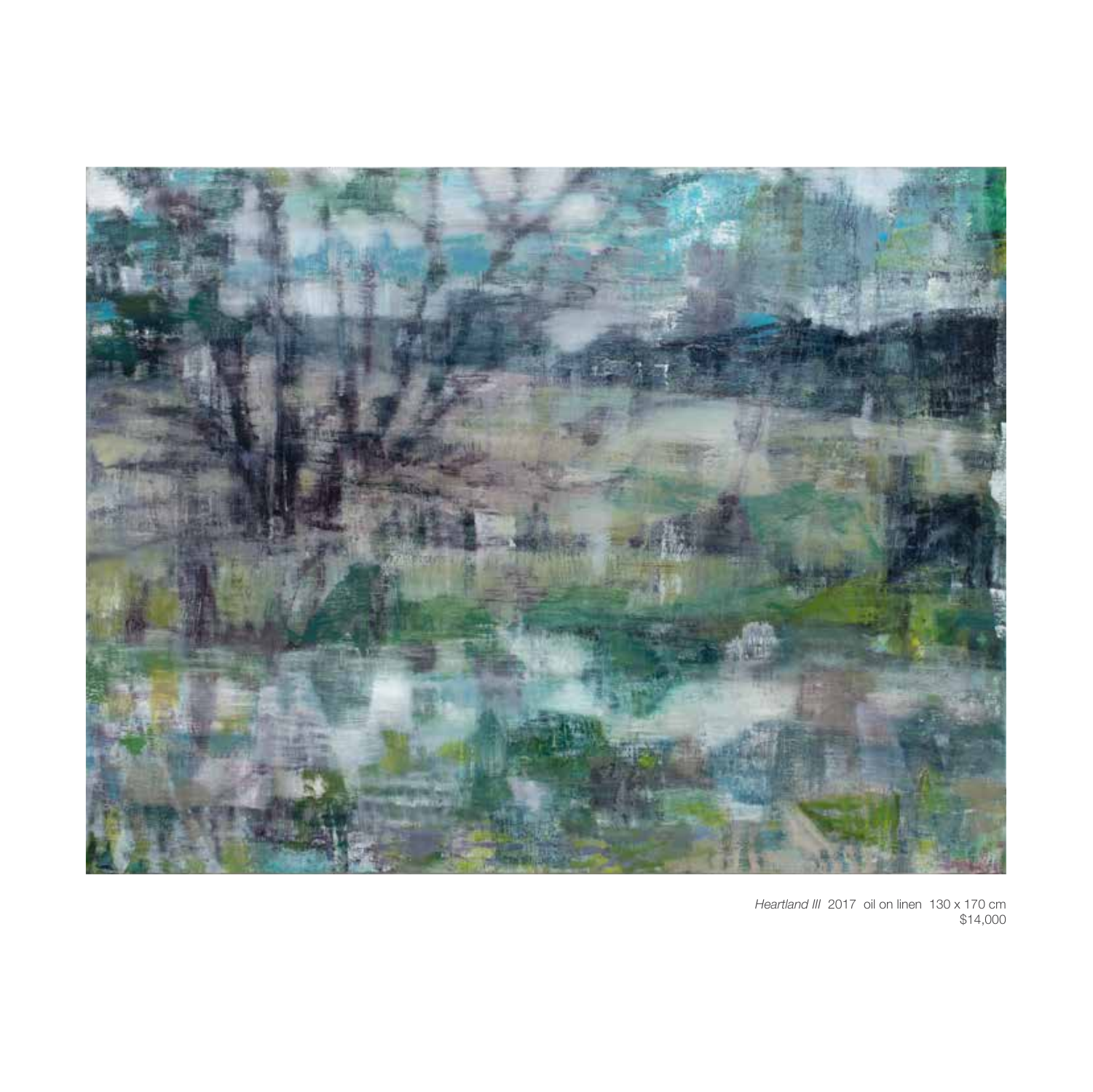*Heartland III* 2017 oil on linen 130 x 170 cm
$14,000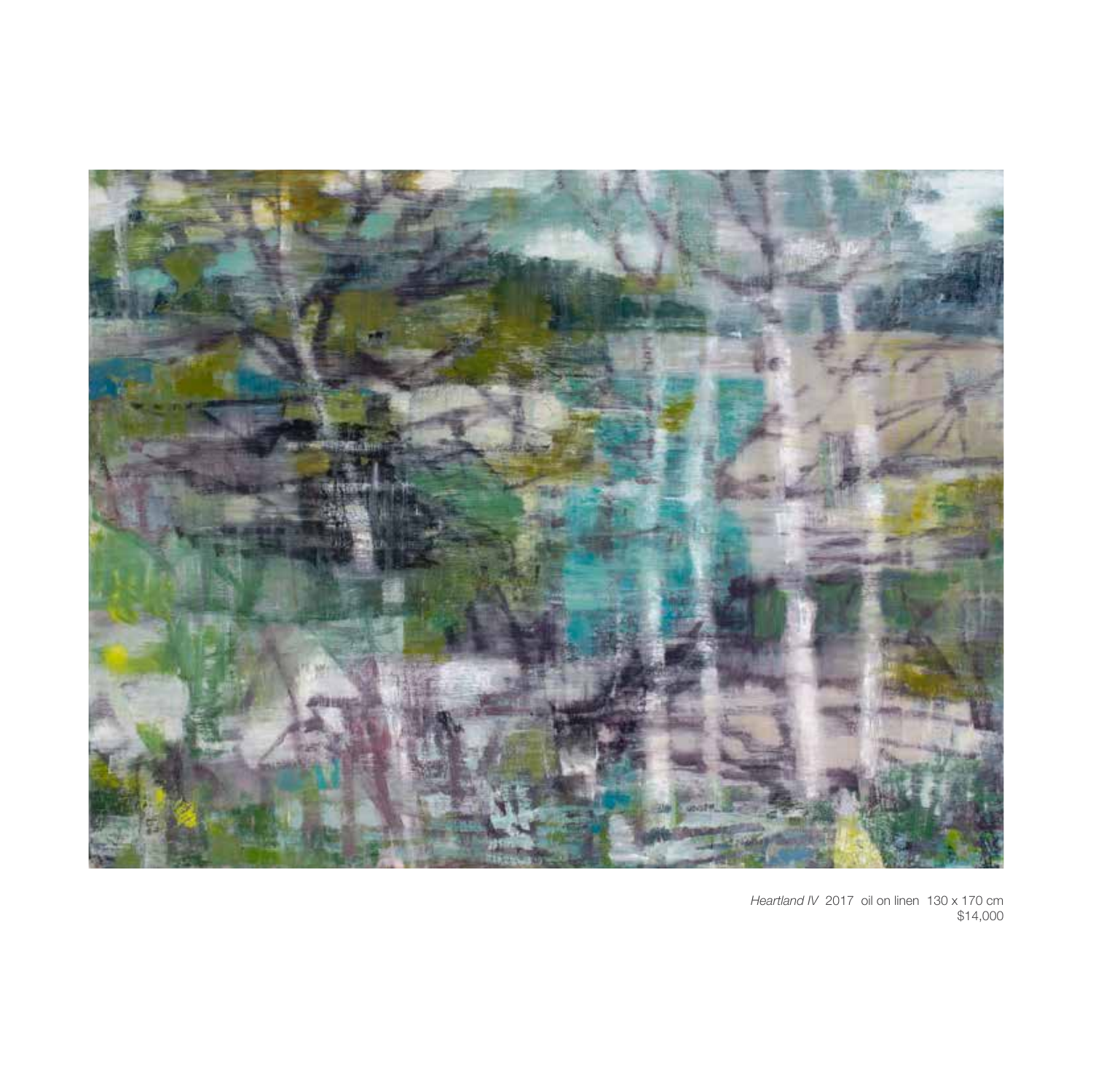*Heartland IV* 2017 oil on linen 130 x 170 cm
$14,000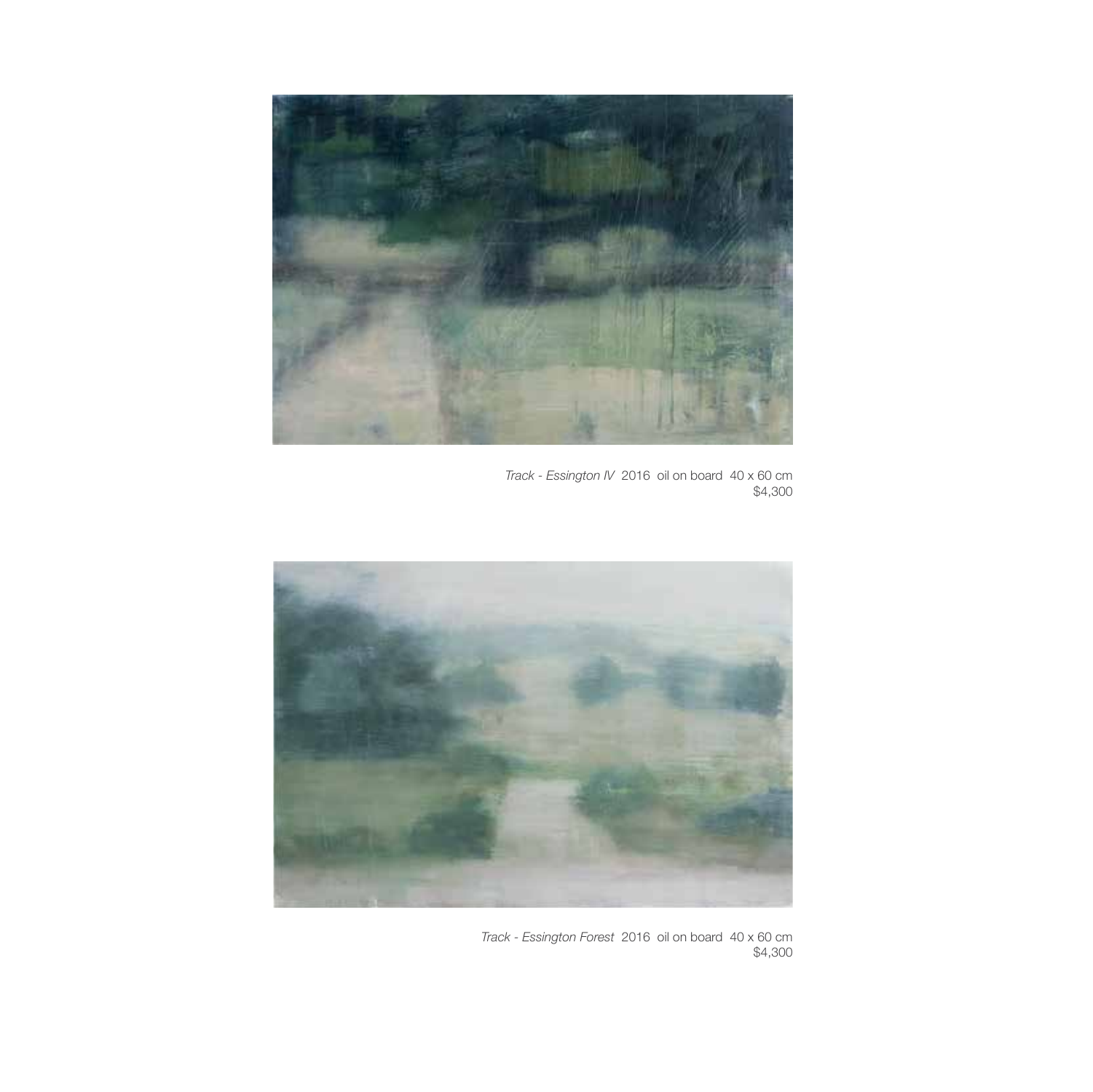*Track - Essington IV* 2016 oil on board 40 x 60 cm
$4,300

*Track - Essington Forest* 2016 oil on board 40 x 60 cm
$4,300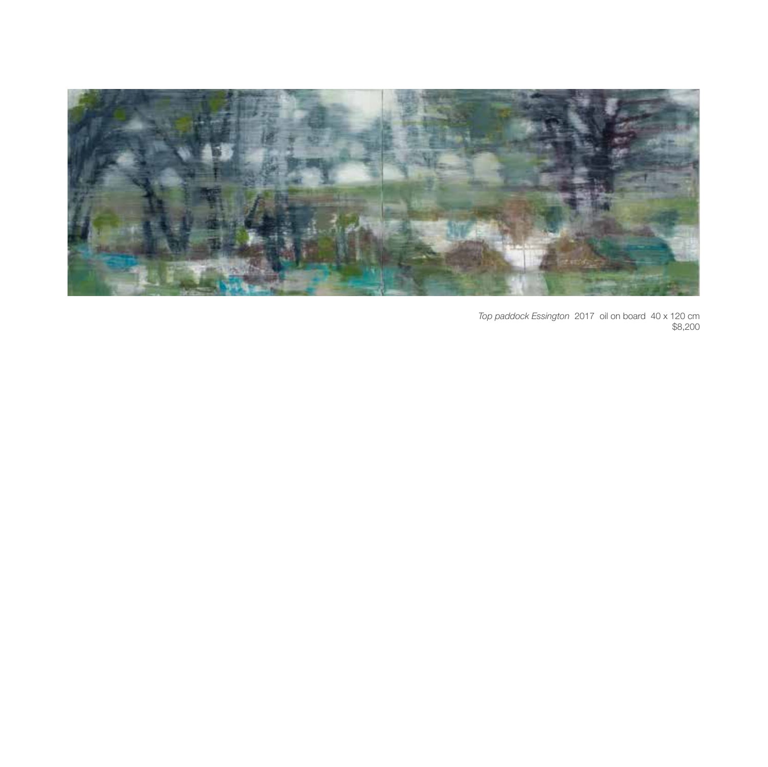*Top paddock Essington* 2017 oil on board 40 x 120 cm
$8,200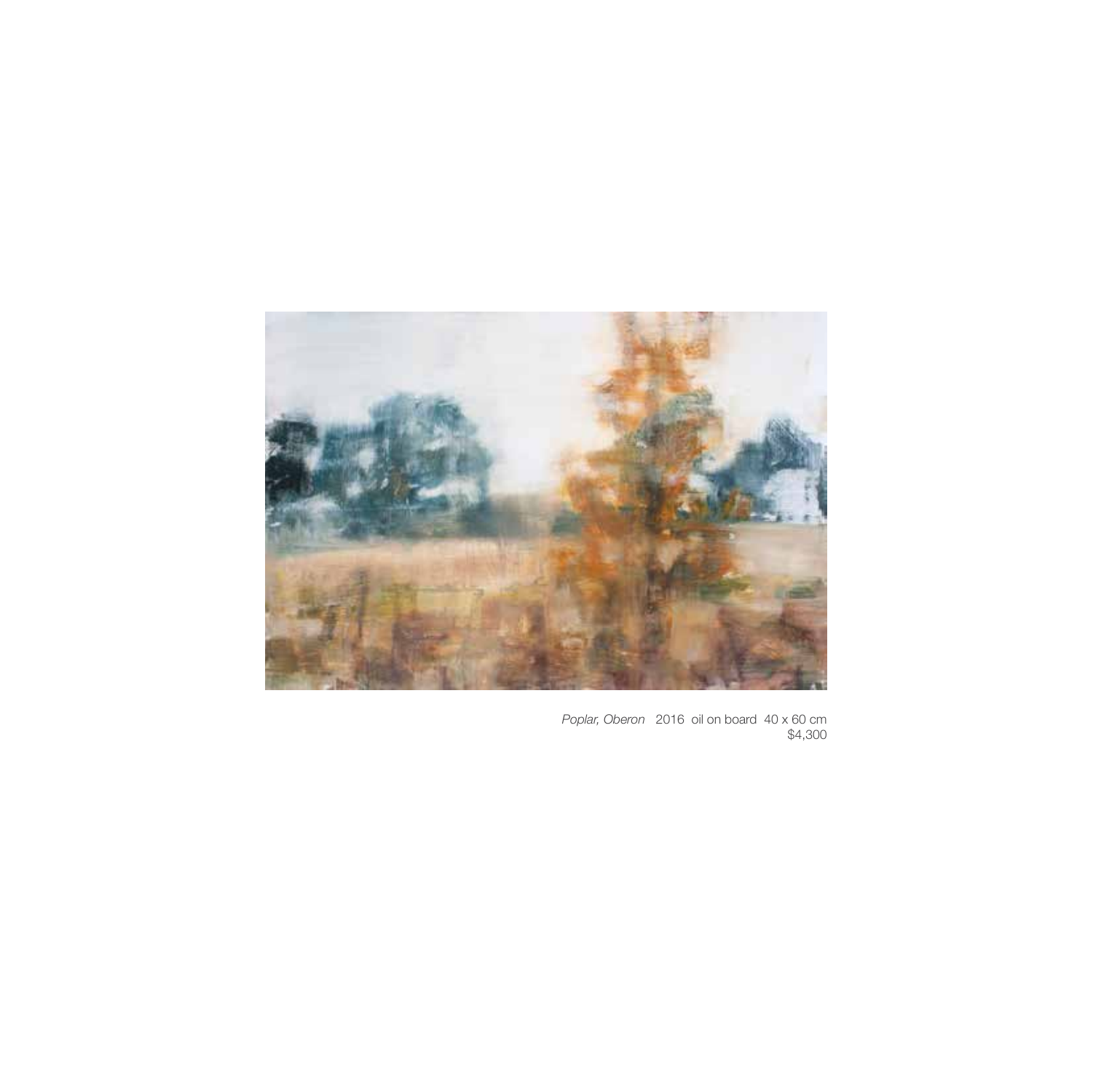*Poplar, Oberon* 2016 oil on board 40 x 60 cm
$4,300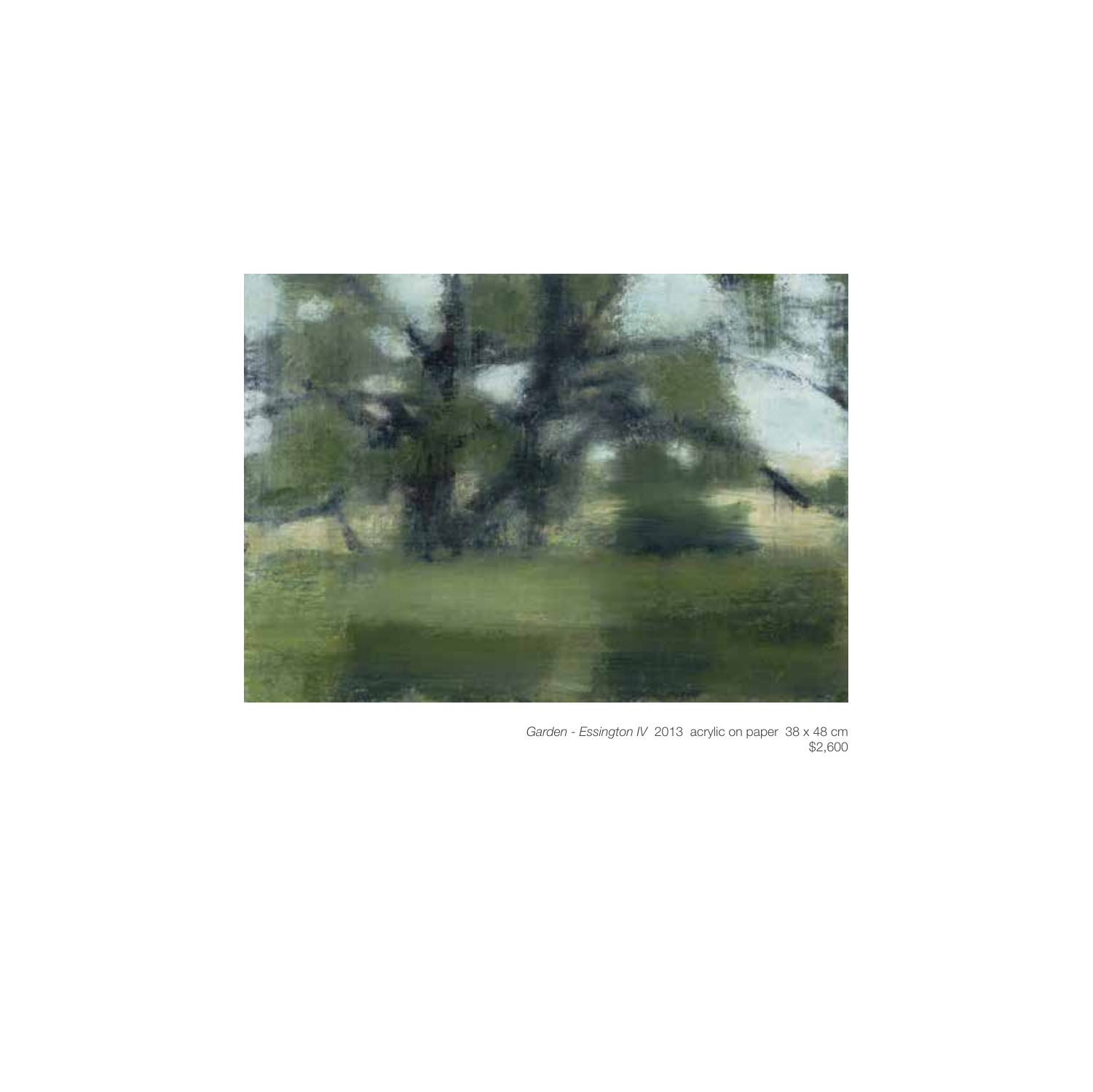*Garden - Essington IV* 2013 acrylic on paper 38 x 48 cm
$2,600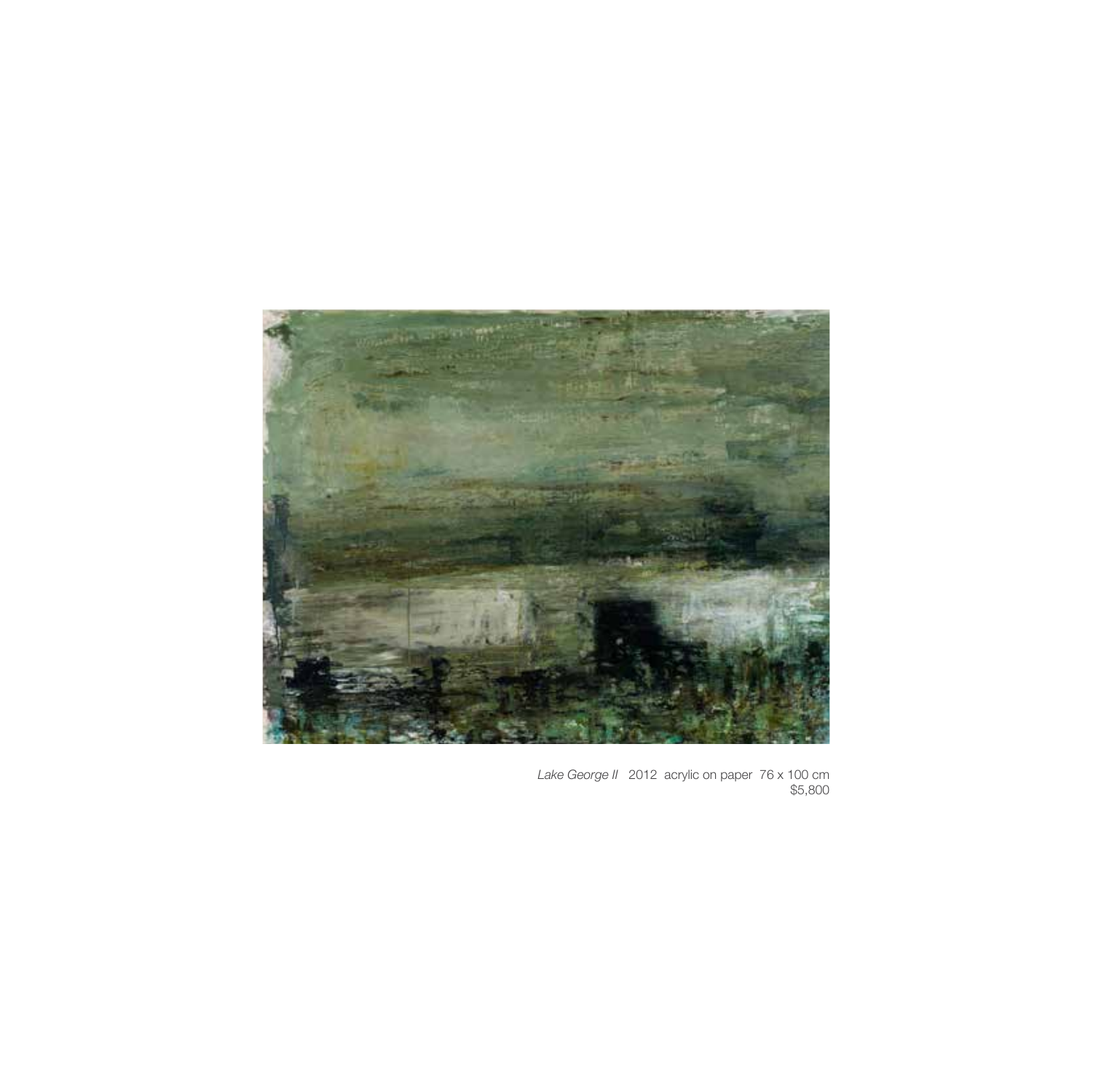*Lake George II* 2012 acrylic on paper 76 x 100 cm
$5,800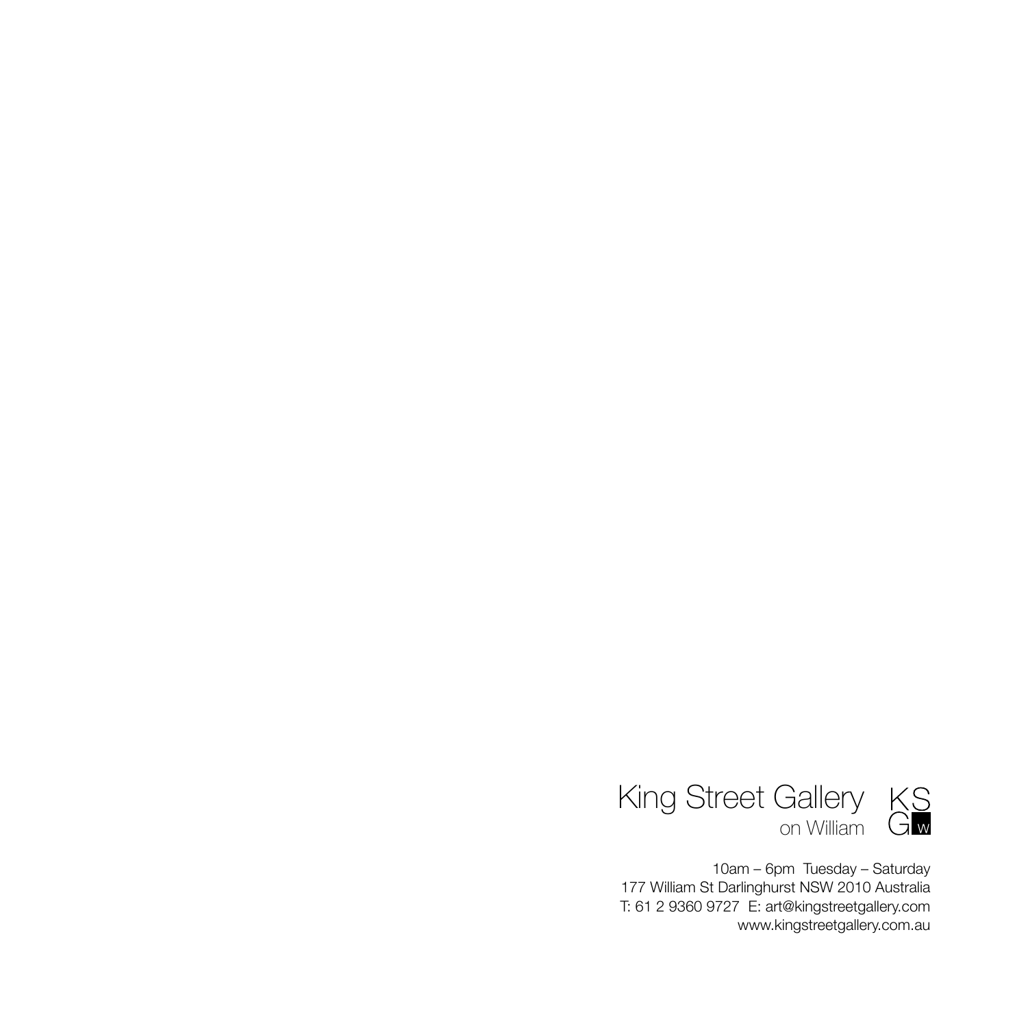King Street Gallery
on William

KS
G W

10am – 6pm Tuesday – Saturday
177 William St Darlinghurst NSW 2010 Australia
T: 61 2 9360 9727 E: art@kingstreetgallery.com
www.kingstreetgallery.com.au